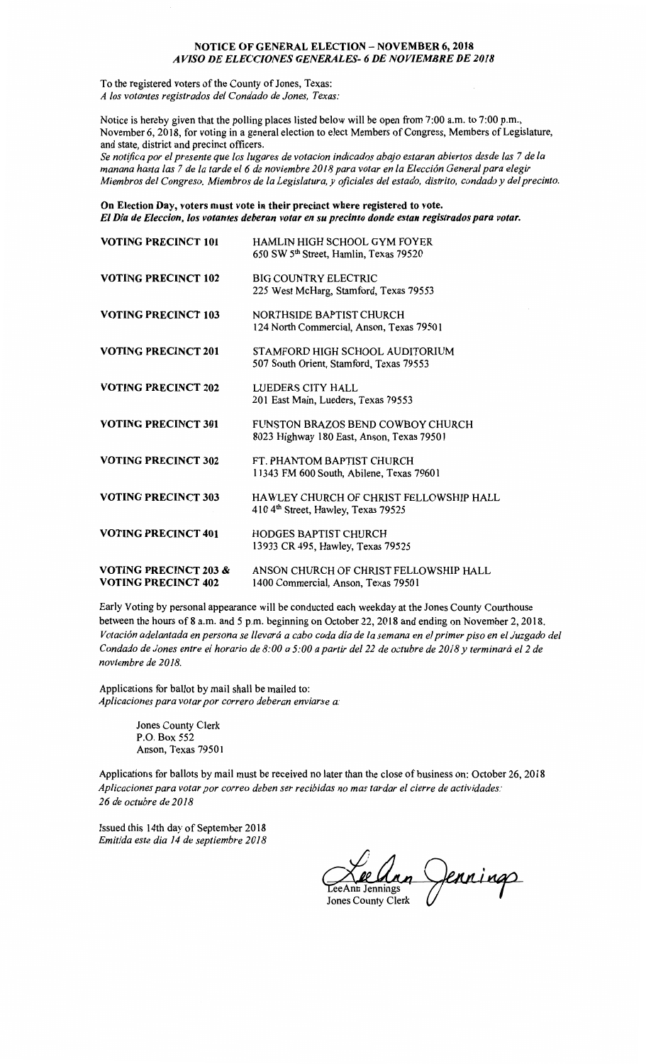# NOTICE OF GENERAL ELECTION – NOVEMBER 6, 2018
## *AVISO DE ELECCIONES GENERALES- 6 DE NOVIEMBRE DE 2018*

To the registered voters of the County of Jones, Texas:
*A los votantes registrados del Condado de Jones, Texas:*

Notice is hereby given that the polling places listed below will be open from 7:00 a.m. to 7:00 p.m., November 6, 2018, for voting in a general election to elect Members of Congress, Members of Legislature, and state, district and precinct officers.
*Se notifica por el presente que los lugares de votacion indicados abajo estaran abiertos desde las 7 de la manana hasta las 7 de la tarde el 6 de noviembre 2018 para votar en la Elección General para elegir Miembros del Congreso. Miembros de la Legislatura, y oficiales del estado, distrito, condado y del precinto.*

**On Election Day, voters must vote in their precinct where registered to vote.**
***El Dia de Eleccion, los votantes deberan votar en su precinto donde estan registrados para votar.***

| | |
|---|---|
| **VOTING PRECINCT 101** | HAMLIN HIGH SCHOOL GYM FOYER<br>650 SW 5th Street, Hamlin, Texas 79520 |
| **VOTING PRECINCT 102** | BIG COUNTRY ELECTRIC<br>225 West McHarg, Stamford, Texas 79553 |
| **VOTING PRECINCT 103** | NORTHSIDE BAPTIST CHURCH<br>124 North Commercial, Anson, Texas 79501 |
| **VOTING PRECINCT 201** | STAMFORD HIGH SCHOOL AUDITORIUM<br>507 South Orient, Stamford, Texas 79553 |
| **VOTING PRECINCT 202** | LUEDERS CITY HALL<br>201 East Main, Lueders, Texas 79553 |
| **VOTING PRECINCT 301** | FUNSTON BRAZOS BEND COWBOY CHURCH<br>8023 Highway 180 East, Anson, Texas 79501 |
| **VOTING PRECINCT 302** | FT. PHANTOM BAPTIST CHURCH<br>11343 FM 600 South, Abilene, Texas 79601 |
| **VOTING PRECINCT 303** | HAWLEY CHURCH OF CHRIST FELLOWSHIP HALL<br>410 4th Street, Hawley, Texas 79525 |
| **VOTING PRECINCT 401** | HODGES BAPTIST CHURCH<br>13933 CR 495, Hawley, Texas 79525 |
| **VOTING PRECINCT 203 &<br>VOTING PRECINCT 402** | ANSON CHURCH OF CHRIST FELLOWSHIP HALL<br>1400 Commercial, Anson, Texas 79501 |

Early Voting by personal appearance will be conducted each weekday at the Jones County Courthouse between the hours of 8 a.m. and 5 p.m. beginning on October 22, 2018 and ending on November 2, 2018.
*Votación adelantada en persona se llevará a cabo cada dia de la semana en el primer piso en el Juzgado del Condado de Jones entre el horario de 8:00 a 5:00 a partir del 22 de octubre de 2018 y terminará el 2 de noviembre de 2018.*

Applications for ballot by mail shall be mailed to:
*Aplicaciones para votar por correro deberan enviarse a:*

Jones County Clerk
P.O. Box 552
Anson, Texas 79501

Applications for ballots by mail must be received no later than the close of business on: October 26, 2018
*Aplicaciones para votar por correo deben ser recibidas no mas tardar el cierre de actividades: 26 de octubre de 2018*

Issued this 14th day of September 2018
*Emitida este dia 14 de septiembre 2018*

LeeAnn Jennings
Jones County Clerk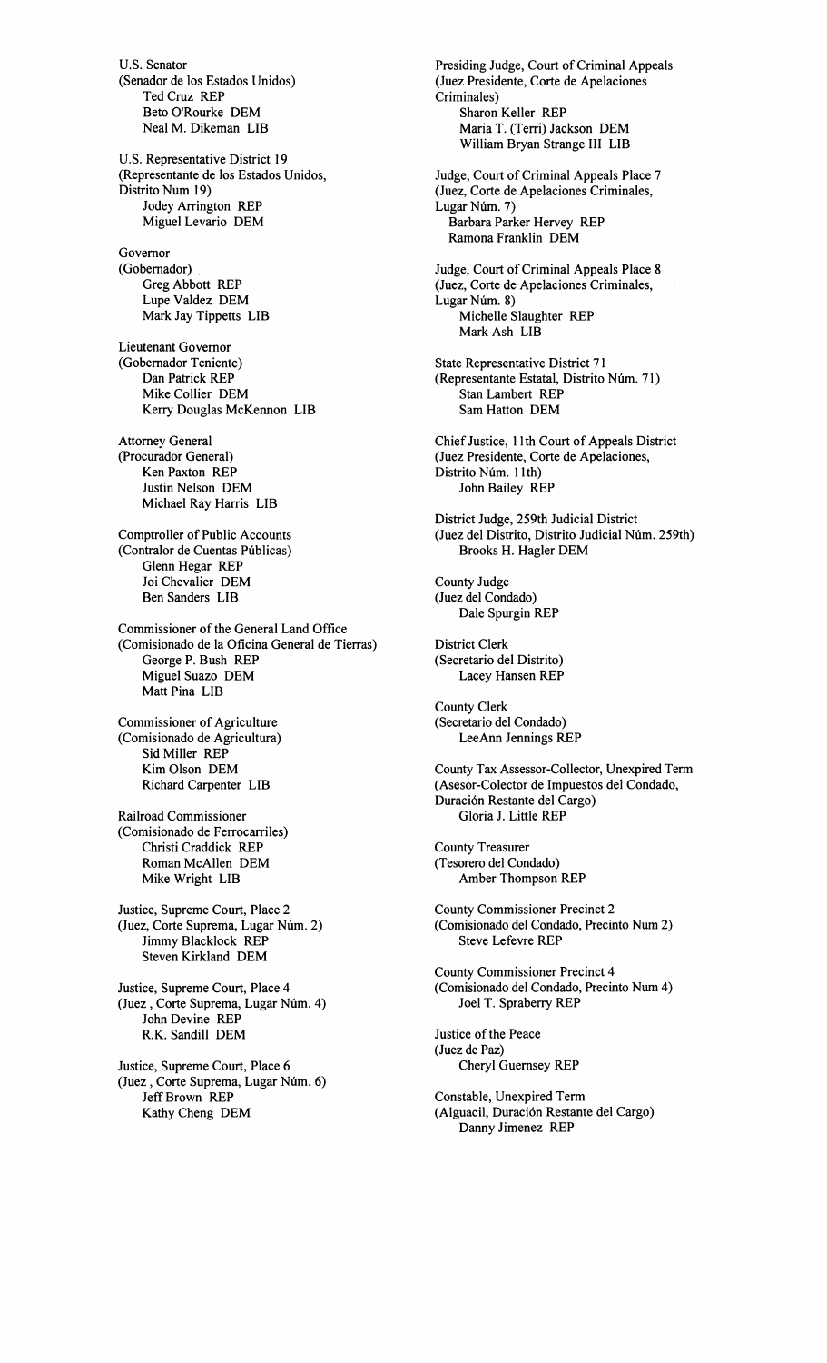U.S. Senator
(Senador de los Estados Unidos)
- Ted Cruz REP
- Beto O'Rourke DEM
- Neal M. Dikeman LIB

U.S. Representative District 19
(Representante de los Estados Unidos, Distrito Num 19)
- Jodey Arrington REP
- Miguel Levario DEM

Governor
(Gobernador)
- Greg Abbott REP
- Lupe Valdez DEM
- Mark Jay Tippetts LIB

Lieutenant Governor
(Gobernador Teniente)
- Dan Patrick REP
- Mike Collier DEM
- Kerry Douglas McKennon LIB

Attorney General
(Procurador General)
- Ken Paxton REP
- Justin Nelson DEM
- Michael Ray Harris LIB

Comptroller of Public Accounts
(Contralor de Cuentas Públicas)
- Glenn Hegar REP
- Joi Chevalier DEM
- Ben Sanders LIB

Commissioner of the General Land Office
(Comisionado de la Oficina General de Tierras)
- George P. Bush REP
- Miguel Suazo DEM
- Matt Pina LIB

Commissioner of Agriculture
(Comisionado de Agricultura)
- Sid Miller REP
- Kim Olson DEM
- Richard Carpenter LIB

Railroad Commissioner
(Comisionado de Ferrocarriles)
- Christi Craddick REP
- Roman McAllen DEM
- Mike Wright LIB

Justice, Supreme Court, Place 2
(Juez, Corte Suprema, Lugar Núm. 2)
- Jimmy Blacklock REP
- Steven Kirkland DEM

Justice, Supreme Court, Place 4
(Juez , Corte Suprema, Lugar Núm. 4)
- John Devine REP
- R.K. Sandill DEM

Justice, Supreme Court, Place 6
(Juez , Corte Suprema, Lugar Núm. 6)
- Jeff Brown REP
- Kathy Cheng DEM

Presiding Judge, Court of Criminal Appeals
(Juez Presidente, Corte de Apelaciones Criminales)
- Sharon Keller REP
- Maria T. (Terri) Jackson DEM
- William Bryan Strange III LIB

Judge, Court of Criminal Appeals Place 7
(Juez, Corte de Apelaciones Criminales, Lugar Núm. 7)
- Barbara Parker Hervey REP
- Ramona Franklin DEM

Judge, Court of Criminal Appeals Place 8
(Juez, Corte de Apelaciones Criminales, Lugar Núm. 8)
- Michelle Slaughter REP
- Mark Ash LIB

State Representative District 71
(Representante Estatal, Distrito Núm. 71)
- Stan Lambert REP
- Sam Hatton DEM

Chief Justice, 11th Court of Appeals District
(Juez Presidente, Corte de Apelaciones, Distrito Núm. 11th)
- John Bailey REP

District Judge, 259th Judicial District
(Juez del Distrito, Distrito Judicial Núm. 259th)
- Brooks H. Hagler DEM

County Judge
(Juez del Condado)
- Dale Spurgin REP

District Clerk
(Secretario del Distrito)
- Lacey Hansen REP

County Clerk
(Secretario del Condado)
- LeeAnn Jennings REP

County Tax Assessor-Collector, Unexpired Term
(Asesor-Colector de Impuestos del Condado, Duración Restante del Cargo)
- Gloria J. Little REP

County Treasurer
(Tesorero del Condado)
- Amber Thompson REP

County Commissioner Precinct 2
(Comisionado del Condado, Precinto Num 2)
- Steve Lefevre REP

County Commissioner Precinct 4
(Comisionado del Condado, Precinto Num 4)
- Joel T. Spraberry REP

Justice of the Peace
(Juez de Paz)
- Cheryl Guernsey REP

Constable, Unexpired Term
(Alguacil, Duración Restante del Cargo)
- Danny Jimenez REP